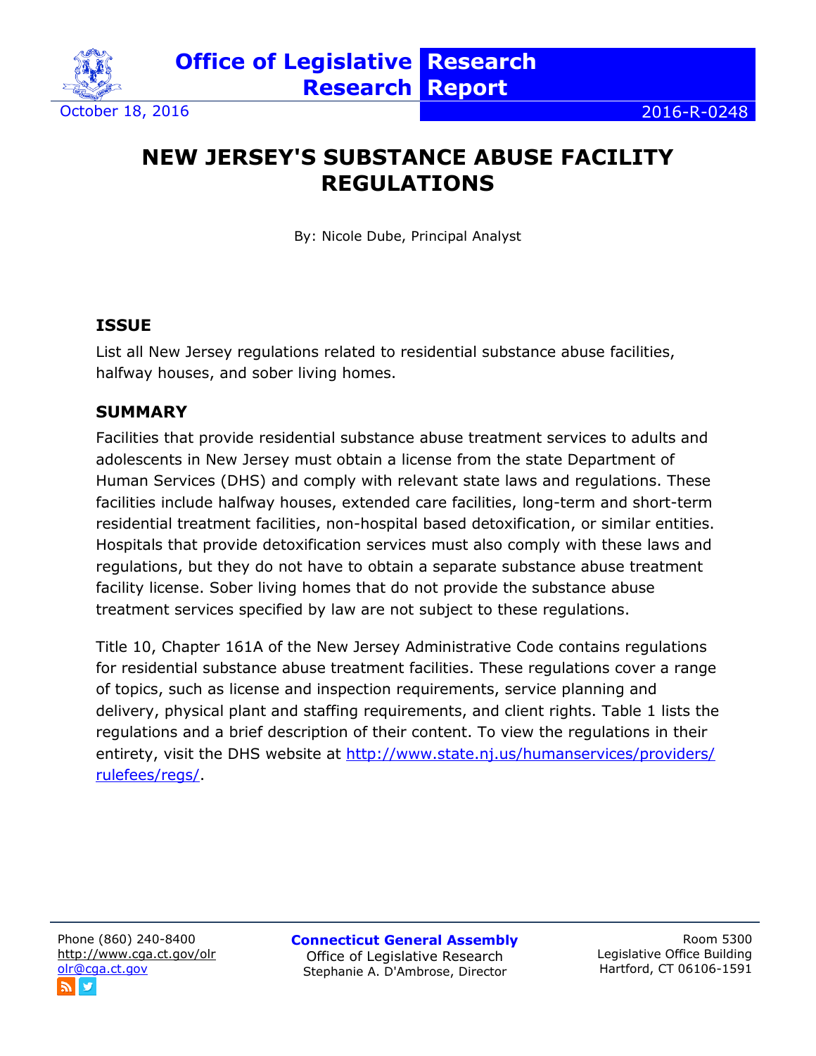Office of Legislative Research — Research Report

October 18, 2016 — 2016-R-0248

# NEW JERSEY'S SUBSTANCE ABUSE FACILITY REGULATIONS

By: Nicole Dube, Principal Analyst

## ISSUE

List all New Jersey regulations related to residential substance abuse facilities, halfway houses, and sober living homes.

## SUMMARY

Facilities that provide residential substance abuse treatment services to adults and adolescents in New Jersey must obtain a license from the state Department of Human Services (DHS) and comply with relevant state laws and regulations. These facilities include halfway houses, extended care facilities, long-term and short-term residential treatment facilities, non-hospital based detoxification, or similar entities. Hospitals that provide detoxification services must also comply with these laws and regulations, but they do not have to obtain a separate substance abuse treatment facility license. Sober living homes that do not provide the substance abuse treatment services specified by law are not subject to these regulations.

Title 10, Chapter 161A of the New Jersey Administrative Code contains regulations for residential substance abuse treatment facilities. These regulations cover a range of topics, such as license and inspection requirements, service planning and delivery, physical plant and staffing requirements, and client rights. Table 1 lists the regulations and a brief description of their content. To view the regulations in their entirety, visit the DHS website at [http://www.state.nj.us/humanservices/providers/rulefees/regs/](http://www.state.nj.us/humanservices/providers/rulefees/regs/).

Phone (860) 240-8400
http://www.cga.ct.gov/olr
olr@cga.ct.gov

Connecticut General Assembly
Office of Legislative Research
Stephanie A. D'Ambrose, Director

Room 5300
Legislative Office Building
Hartford, CT 06106-1591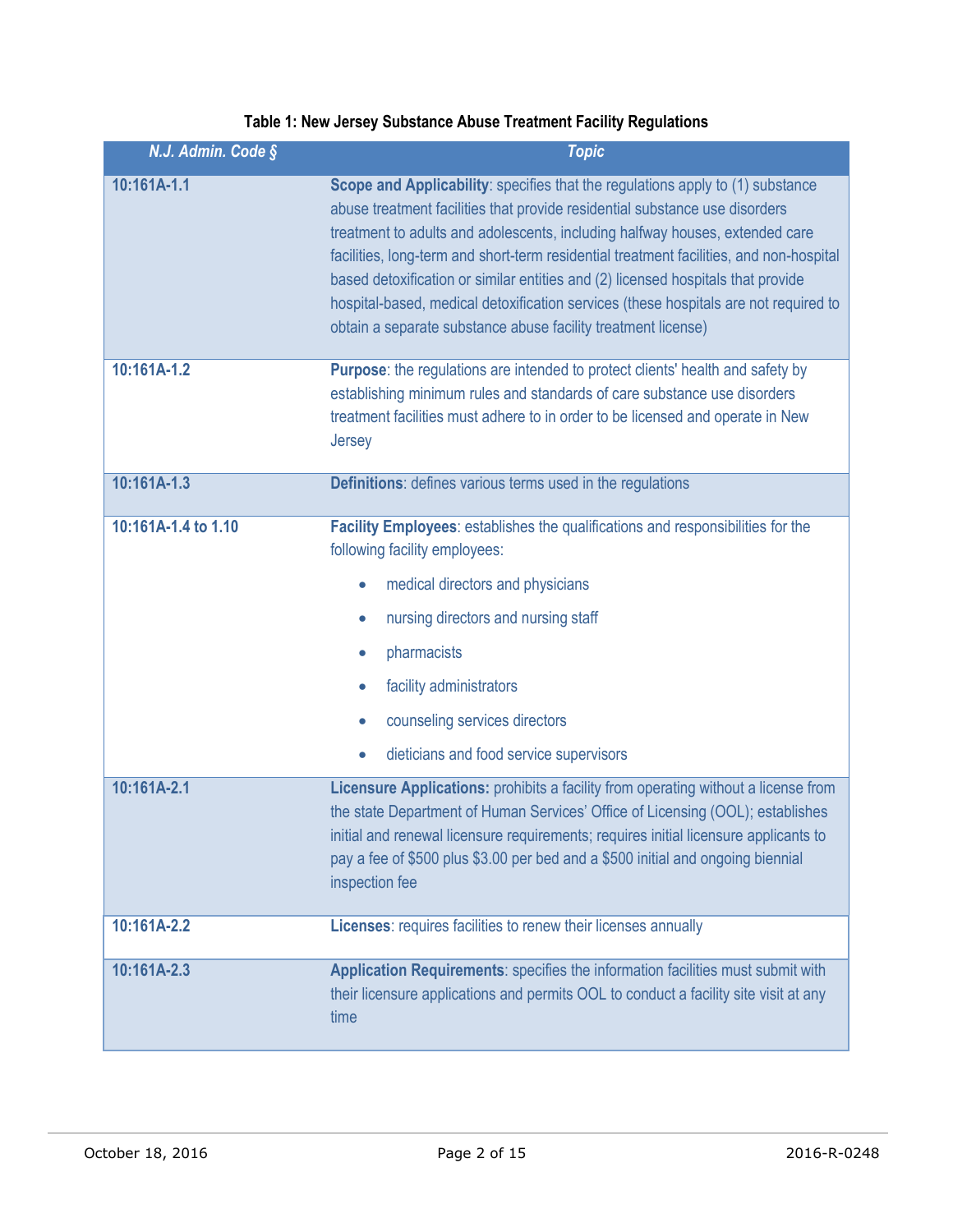**Table 1: New Jersey Substance Abuse Treatment Facility Regulations**

| *N.J. Admin. Code §* | *Topic* |
|---|---|
| **10:161A-1.1** | **Scope and Applicability**: specifies that the regulations apply to (1) substance abuse treatment facilities that provide residential substance use disorders treatment to adults and adolescents, including halfway houses, extended care facilities, long-term and short-term residential treatment facilities, and non-hospital based detoxification or similar entities and (2) licensed hospitals that provide hospital-based, medical detoxification services (these hospitals are not required to obtain a separate substance abuse facility treatment license) |
| **10:161A-1.2** | **Purpose**: the regulations are intended to protect clients' health and safety by establishing minimum rules and standards of care substance use disorders treatment facilities must adhere to in order to be licensed and operate in New Jersey |
| **10:161A-1.3** | **Definitions**: defines various terms used in the regulations |
| **10:161A-1.4 to 1.10** | **Facility Employees**: establishes the qualifications and responsibilities for the following facility employees:<br>• medical directors and physicians<br>• nursing directors and nursing staff<br>• pharmacists<br>• facility administrators<br>• counseling services directors<br>• dieticians and food service supervisors |
| **10:161A-2.1** | **Licensure Applications:** prohibits a facility from operating without a license from the state Department of Human Services' Office of Licensing (OOL); establishes initial and renewal licensure requirements; requires initial licensure applicants to pay a fee of $500 plus $3.00 per bed and a $500 initial and ongoing biennial inspection fee |
| **10:161A-2.2** | **Licenses**: requires facilities to renew their licenses annually |
| **10:161A-2.3** | **Application Requirements**: specifies the information facilities must submit with their licensure applications and permits OOL to conduct a facility site visit at any time |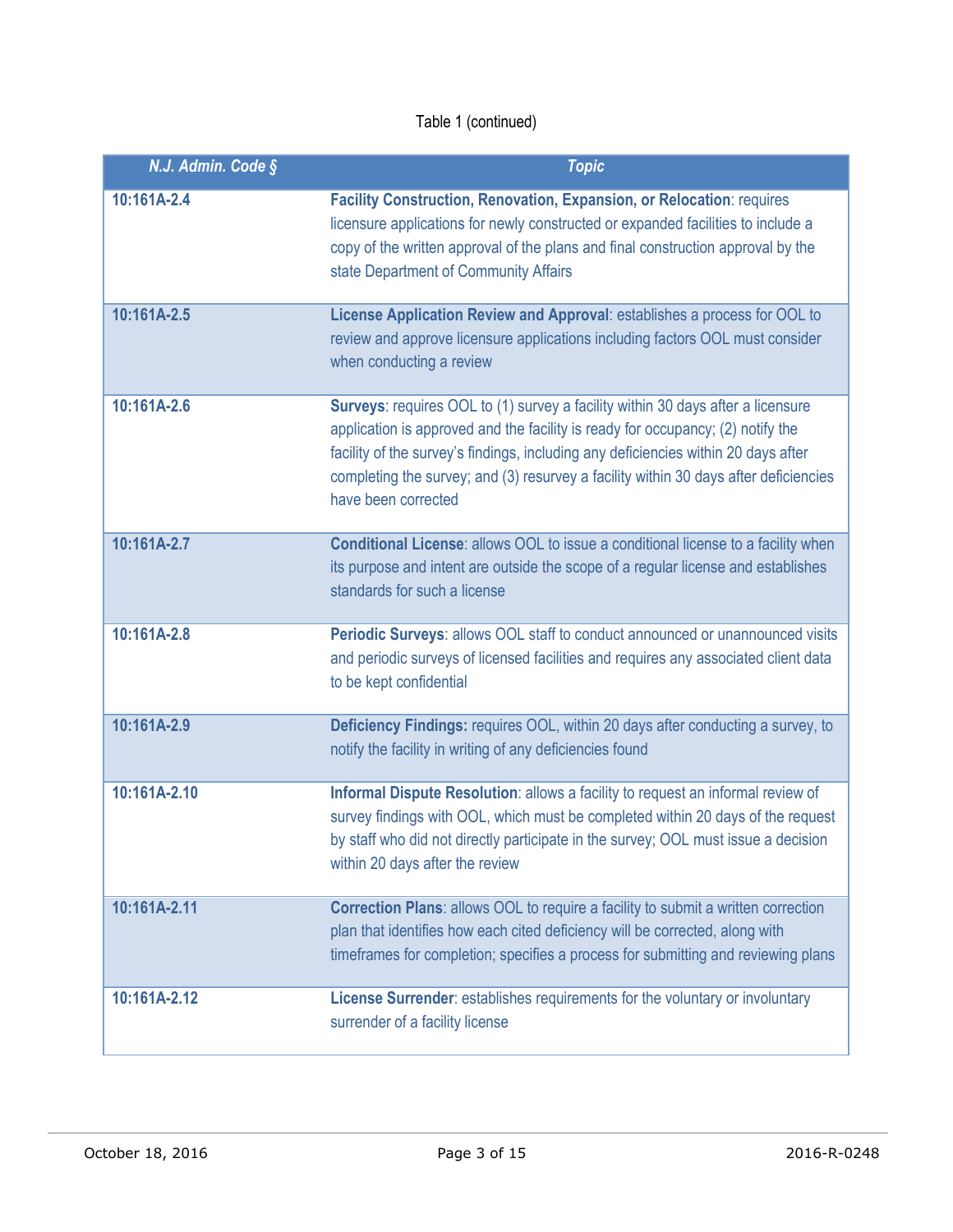Table 1 (continued)

| *N.J. Admin. Code §* | *Topic* |
| --- | --- |
| 10:161A-2.4 | **Facility Construction, Renovation, Expansion, or Relocation**: requires licensure applications for newly constructed or expanded facilities to include a copy of the written approval of the plans and final construction approval by the state Department of Community Affairs |
| 10:161A-2.5 | **License Application Review and Approval**: establishes a process for OOL to review and approve licensure applications including factors OOL must consider when conducting a review |
| 10:161A-2.6 | **Surveys**: requires OOL to (1) survey a facility within 30 days after a licensure application is approved and the facility is ready for occupancy; (2) notify the facility of the survey's findings, including any deficiencies within 20 days after completing the survey; and (3) resurvey a facility within 30 days after deficiencies have been corrected |
| 10:161A-2.7 | **Conditional License**: allows OOL to issue a conditional license to a facility when its purpose and intent are outside the scope of a regular license and establishes standards for such a license |
| 10:161A-2.8 | **Periodic Surveys**: allows OOL staff to conduct announced or unannounced visits and periodic surveys of licensed facilities and requires any associated client data to be kept confidential |
| 10:161A-2.9 | **Deficiency Findings:** requires OOL, within 20 days after conducting a survey, to notify the facility in writing of any deficiencies found |
| 10:161A-2.10 | **Informal Dispute Resolution**: allows a facility to request an informal review of survey findings with OOL, which must be completed within 20 days of the request by staff who did not directly participate in the survey; OOL must issue a decision within 20 days after the review |
| 10:161A-2.11 | **Correction Plans**: allows OOL to require a facility to submit a written correction plan that identifies how each cited deficiency will be corrected, along with timeframes for completion; specifies a process for submitting and reviewing plans |
| 10:161A-2.12 | **License Surrender**: establishes requirements for the voluntary or involuntary surrender of a facility license |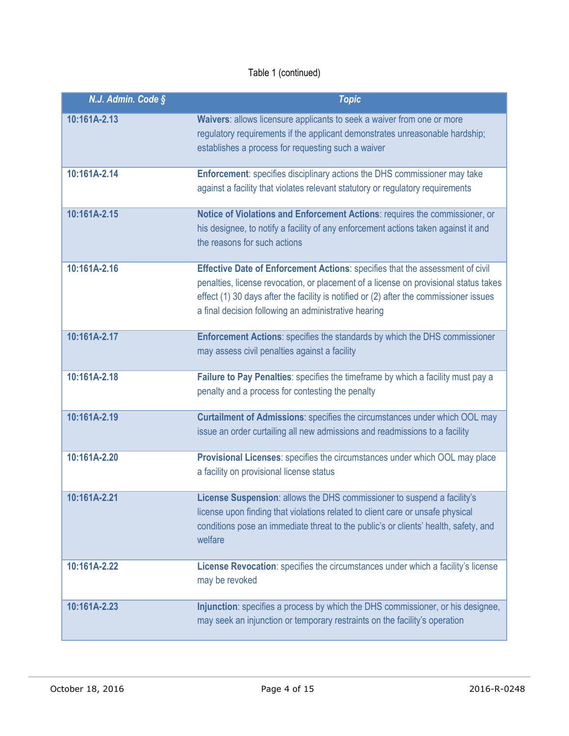Table 1 (continued)

| *N.J. Admin. Code §* | *Topic* |
|---|---|
| 10:161A-2.13 | **Waivers**: allows licensure applicants to seek a waiver from one or more regulatory requirements if the applicant demonstrates unreasonable hardship; establishes a process for requesting such a waiver |
| 10:161A-2.14 | **Enforcement**: specifies disciplinary actions the DHS commissioner may take against a facility that violates relevant statutory or regulatory requirements |
| 10:161A-2.15 | **Notice of Violations and Enforcement Actions**: requires the commissioner, or his designee, to notify a facility of any enforcement actions taken against it and the reasons for such actions |
| 10:161A-2.16 | **Effective Date of Enforcement Actions**: specifies that the assessment of civil penalties, license revocation, or placement of a license on provisional status takes effect (1) 30 days after the facility is notified or (2) after the commissioner issues a final decision following an administrative hearing |
| 10:161A-2.17 | **Enforcement Actions**: specifies the standards by which the DHS commissioner may assess civil penalties against a facility |
| 10:161A-2.18 | **Failure to Pay Penalties**: specifies the timeframe by which a facility must pay a penalty and a process for contesting the penalty |
| 10:161A-2.19 | **Curtailment of Admissions**: specifies the circumstances under which OOL may issue an order curtailing all new admissions and readmissions to a facility |
| 10:161A-2.20 | **Provisional Licenses**: specifies the circumstances under which OOL may place a facility on provisional license status |
| 10:161A-2.21 | **License Suspension**: allows the DHS commissioner to suspend a facility's license upon finding that violations related to client care or unsafe physical conditions pose an immediate threat to the public's or clients' health, safety, and welfare |
| 10:161A-2.22 | **License Revocation**: specifies the circumstances under which a facility's license may be revoked |
| 10:161A-2.23 | **Injunction**: specifies a process by which the DHS commissioner, or his designee, may seek an injunction or temporary restraints on the facility's operation |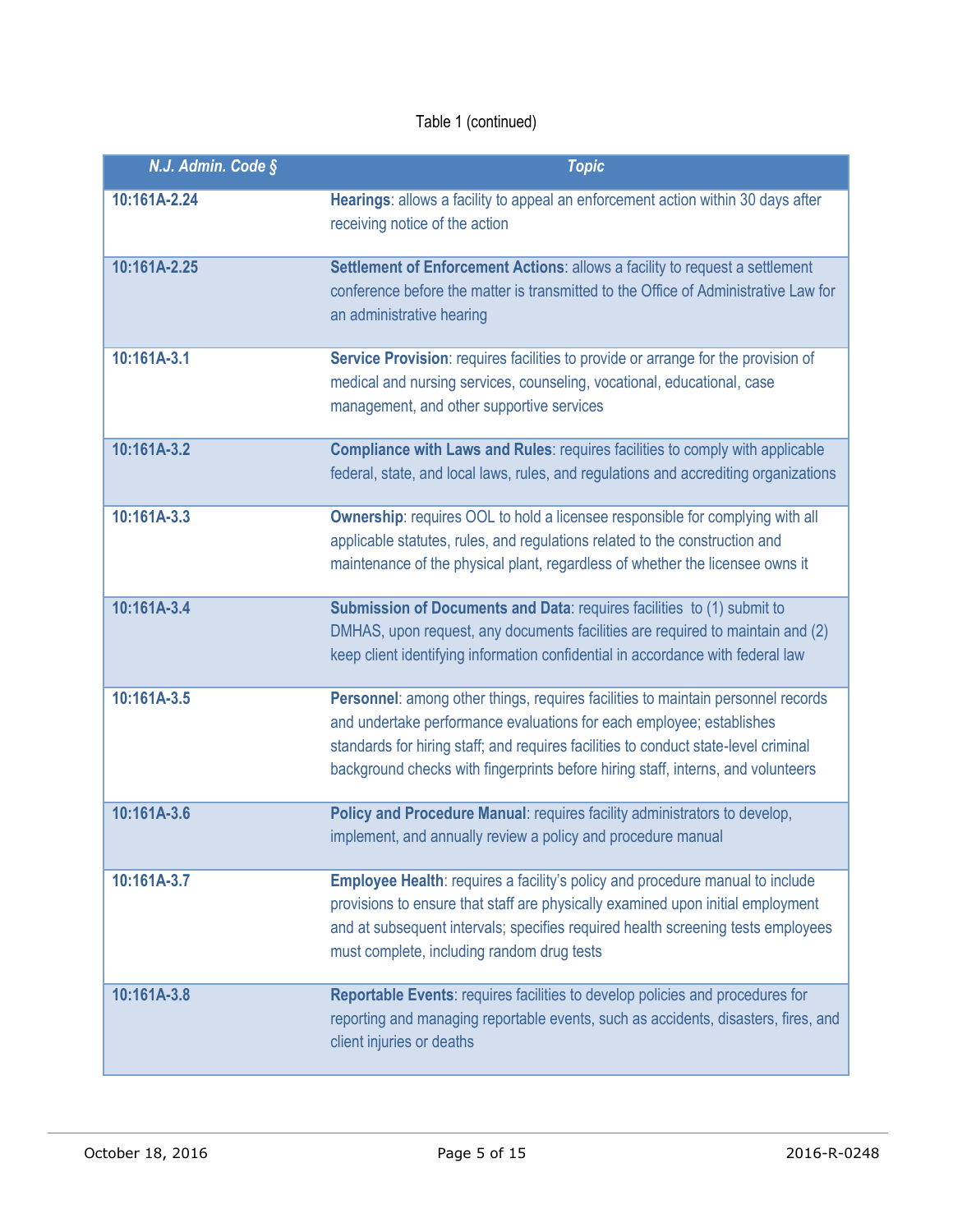Table 1 (continued)

| *N.J. Admin. Code §* | *Topic* |
| --- | --- |
| **10:161A-2.24** | **Hearings**: allows a facility to appeal an enforcement action within 30 days after receiving notice of the action |
| **10:161A-2.25** | **Settlement of Enforcement Actions**: allows a facility to request a settlement conference before the matter is transmitted to the Office of Administrative Law for an administrative hearing |
| **10:161A-3.1** | **Service Provision**: requires facilities to provide or arrange for the provision of medical and nursing services, counseling, vocational, educational, case management, and other supportive services |
| **10:161A-3.2** | **Compliance with Laws and Rules**: requires facilities to comply with applicable federal, state, and local laws, rules, and regulations and accrediting organizations |
| **10:161A-3.3** | **Ownership**: requires OOL to hold a licensee responsible for complying with all applicable statutes, rules, and regulations related to the construction and maintenance of the physical plant, regardless of whether the licensee owns it |
| **10:161A-3.4** | **Submission of Documents and Data**: requires facilities to (1) submit to DMHAS, upon request, any documents facilities are required to maintain and (2) keep client identifying information confidential in accordance with federal law |
| **10:161A-3.5** | **Personnel**: among other things, requires facilities to maintain personnel records and undertake performance evaluations for each employee; establishes standards for hiring staff; and requires facilities to conduct state-level criminal background checks with fingerprints before hiring staff, interns, and volunteers |
| **10:161A-3.6** | **Policy and Procedure Manual**: requires facility administrators to develop, implement, and annually review a policy and procedure manual |
| **10:161A-3.7** | **Employee Health**: requires a facility's policy and procedure manual to include provisions to ensure that staff are physically examined upon initial employment and at subsequent intervals; specifies required health screening tests employees must complete, including random drug tests |
| **10:161A-3.8** | **Reportable Events**: requires facilities to develop policies and procedures for reporting and managing reportable events, such as accidents, disasters, fires, and client injuries or deaths |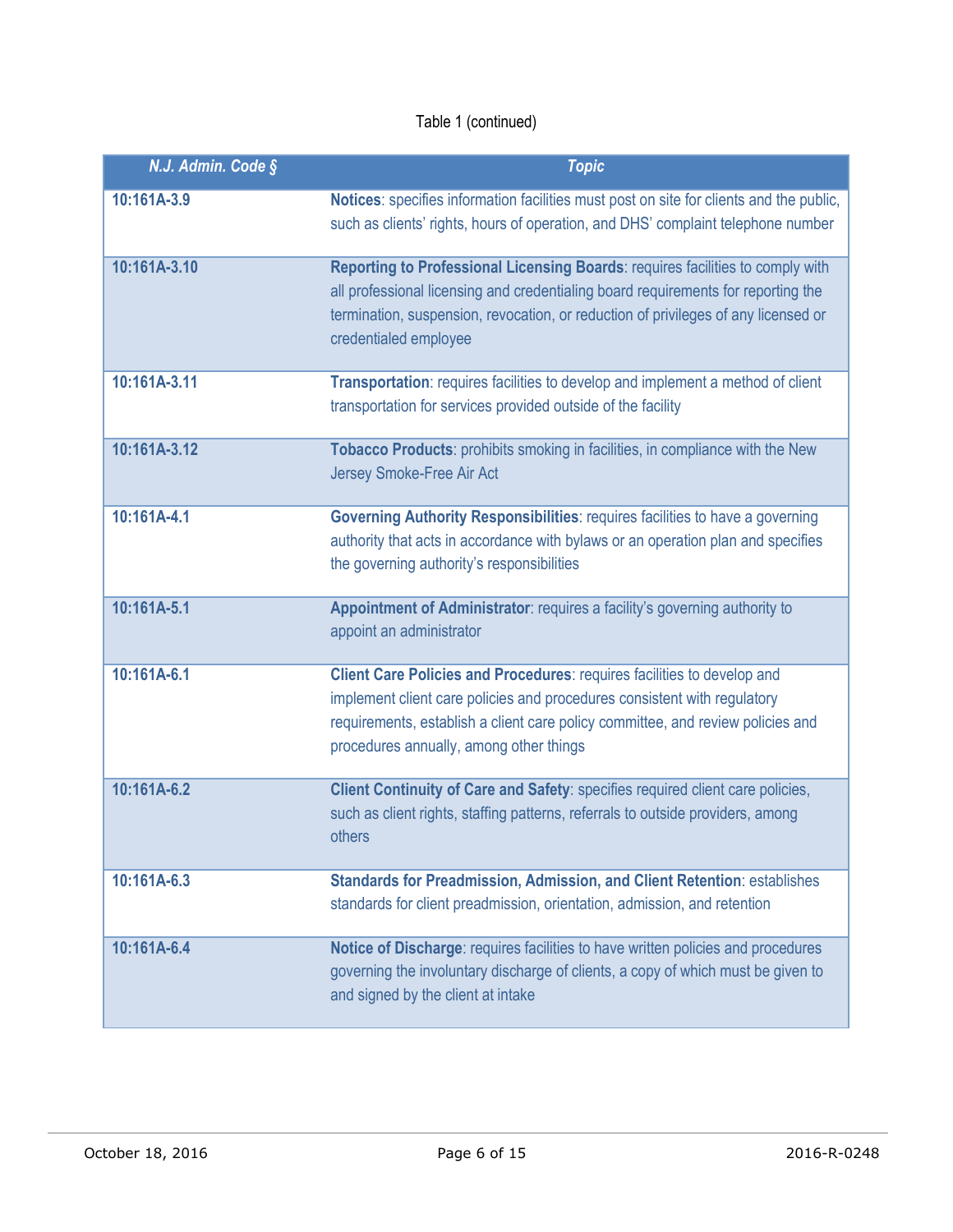Table 1 (continued)

| *N.J. Admin. Code §* | *Topic* |
|---|---|
| 10:161A-3.9 | **Notices**: specifies information facilities must post on site for clients and the public, such as clients' rights, hours of operation, and DHS' complaint telephone number |
| 10:161A-3.10 | **Reporting to Professional Licensing Boards**: requires facilities to comply with all professional licensing and credentialing board requirements for reporting the termination, suspension, revocation, or reduction of privileges of any licensed or credentialed employee |
| 10:161A-3.11 | **Transportation**: requires facilities to develop and implement a method of client transportation for services provided outside of the facility |
| 10:161A-3.12 | **Tobacco Products**: prohibits smoking in facilities, in compliance with the New Jersey Smoke-Free Air Act |
| 10:161A-4.1 | **Governing Authority Responsibilities**: requires facilities to have a governing authority that acts in accordance with bylaws or an operation plan and specifies the governing authority's responsibilities |
| 10:161A-5.1 | **Appointment of Administrator**: requires a facility's governing authority to appoint an administrator |
| 10:161A-6.1 | **Client Care Policies and Procedures**: requires facilities to develop and implement client care policies and procedures consistent with regulatory requirements, establish a client care policy committee, and review policies and procedures annually, among other things |
| 10:161A-6.2 | **Client Continuity of Care and Safety**: specifies required client care policies, such as client rights, staffing patterns, referrals to outside providers, among others |
| 10:161A-6.3 | **Standards for Preadmission, Admission, and Client Retention**: establishes standards for client preadmission, orientation, admission, and retention |
| 10:161A-6.4 | **Notice of Discharge**: requires facilities to have written policies and procedures governing the involuntary discharge of clients, a copy of which must be given to and signed by the client at intake |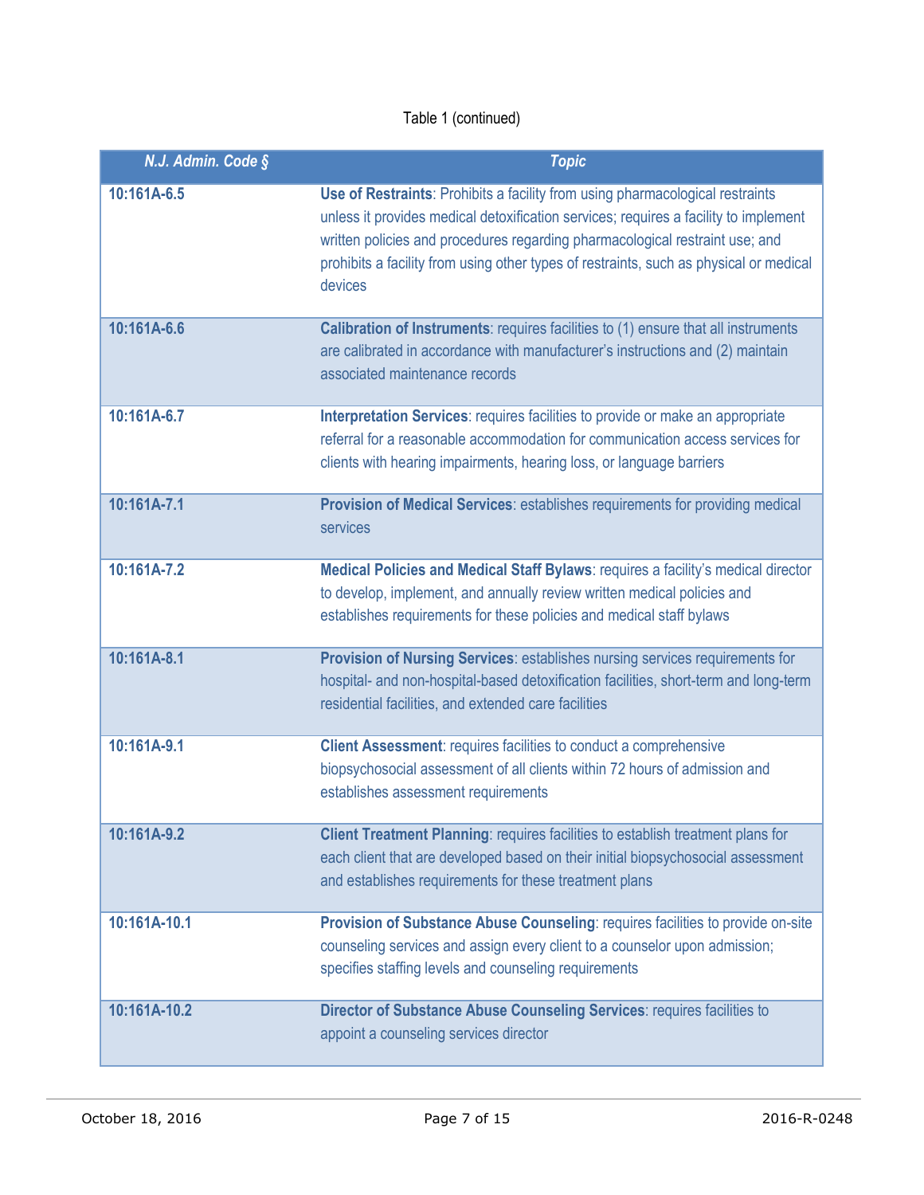Table 1 (continued)

| *N.J. Admin. Code §* | *Topic* |
|---|---|
| 10:161A-6.5 | **Use of Restraints**: Prohibits a facility from using pharmacological restraints unless it provides medical detoxification services; requires a facility to implement written policies and procedures regarding pharmacological restraint use; and prohibits a facility from using other types of restraints, such as physical or medical devices |
| 10:161A-6.6 | **Calibration of Instruments**: requires facilities to (1) ensure that all instruments are calibrated in accordance with manufacturer's instructions and (2) maintain associated maintenance records |
| 10:161A-6.7 | **Interpretation Services**: requires facilities to provide or make an appropriate referral for a reasonable accommodation for communication access services for clients with hearing impairments, hearing loss, or language barriers |
| 10:161A-7.1 | **Provision of Medical Services**: establishes requirements for providing medical services |
| 10:161A-7.2 | **Medical Policies and Medical Staff Bylaws**: requires a facility's medical director to develop, implement, and annually review written medical policies and establishes requirements for these policies and medical staff bylaws |
| 10:161A-8.1 | **Provision of Nursing Services**: establishes nursing services requirements for hospital- and non-hospital-based detoxification facilities, short-term and long-term residential facilities, and extended care facilities |
| 10:161A-9.1 | **Client Assessment**: requires facilities to conduct a comprehensive biopsychosocial assessment of all clients within 72 hours of admission and establishes assessment requirements |
| 10:161A-9.2 | **Client Treatment Planning**: requires facilities to establish treatment plans for each client that are developed based on their initial biopsychosocial assessment and establishes requirements for these treatment plans |
| 10:161A-10.1 | **Provision of Substance Abuse Counseling**: requires facilities to provide on-site counseling services and assign every client to a counselor upon admission; specifies staffing levels and counseling requirements |
| 10:161A-10.2 | **Director of Substance Abuse Counseling Services**: requires facilities to appoint a counseling services director |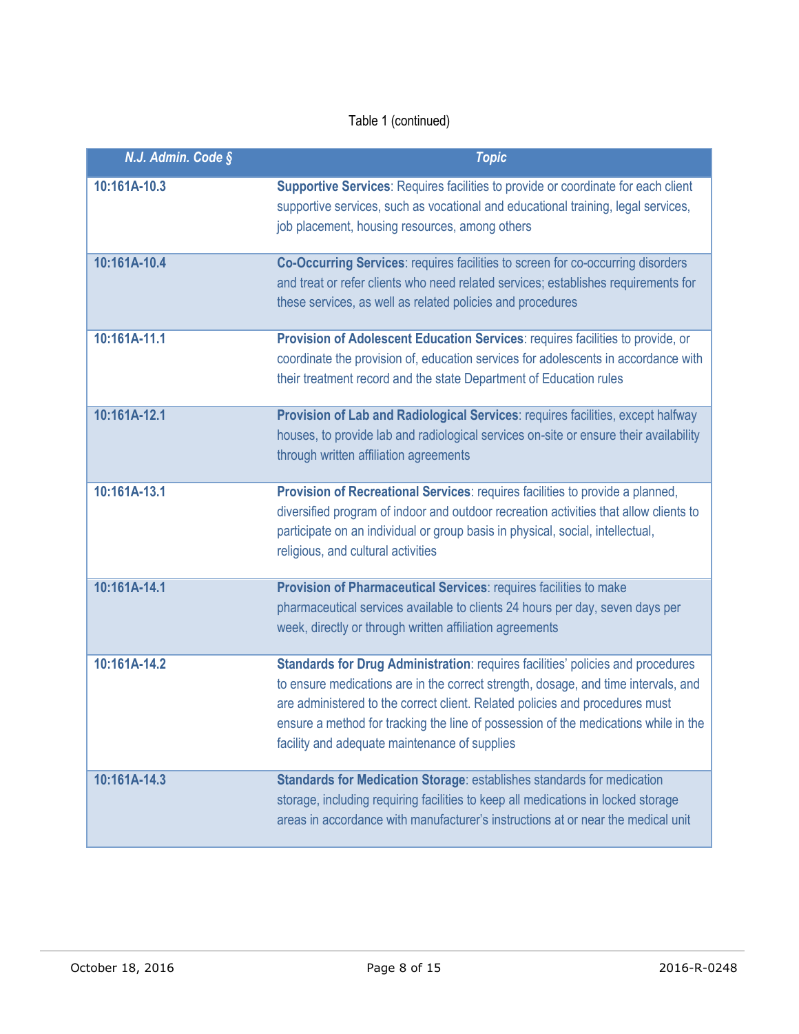Table 1 (continued)

| *N.J. Admin. Code §* | *Topic* |
| --- | --- |
| 10:161A-10.3 | **Supportive Services**: Requires facilities to provide or coordinate for each client supportive services, such as vocational and educational training, legal services, job placement, housing resources, among others |
| 10:161A-10.4 | **Co-Occurring Services**: requires facilities to screen for co-occurring disorders and treat or refer clients who need related services; establishes requirements for these services, as well as related policies and procedures |
| 10:161A-11.1 | **Provision of Adolescent Education Services**: requires facilities to provide, or coordinate the provision of, education services for adolescents in accordance with their treatment record and the state Department of Education rules |
| 10:161A-12.1 | **Provision of Lab and Radiological Services**: requires facilities, except halfway houses, to provide lab and radiological services on-site or ensure their availability through written affiliation agreements |
| 10:161A-13.1 | **Provision of Recreational Services**: requires facilities to provide a planned, diversified program of indoor and outdoor recreation activities that allow clients to participate on an individual or group basis in physical, social, intellectual, religious, and cultural activities |
| 10:161A-14.1 | **Provision of Pharmaceutical Services**: requires facilities to make pharmaceutical services available to clients 24 hours per day, seven days per week, directly or through written affiliation agreements |
| 10:161A-14.2 | **Standards for Drug Administration**: requires facilities' policies and procedures to ensure medications are in the correct strength, dosage, and time intervals, and are administered to the correct client. Related policies and procedures must ensure a method for tracking the line of possession of the medications while in the facility and adequate maintenance of supplies |
| 10:161A-14.3 | **Standards for Medication Storage**: establishes standards for medication storage, including requiring facilities to keep all medications in locked storage areas in accordance with manufacturer's instructions at or near the medical unit |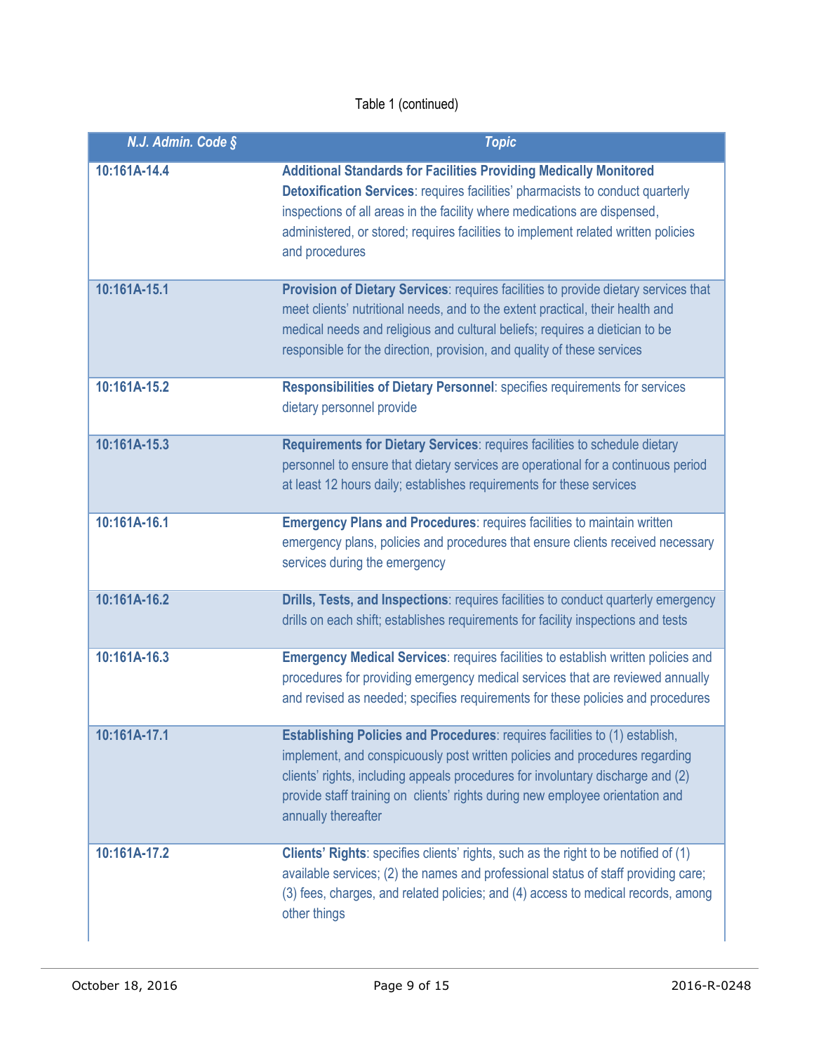Table 1 (continued)

| *N.J. Admin. Code §* | *Topic* |
| --- | --- |
| 10:161A-14.4 | **Additional Standards for Facilities Providing Medically Monitored Detoxification Services**: requires facilities' pharmacists to conduct quarterly inspections of all areas in the facility where medications are dispensed, administered, or stored; requires facilities to implement related written policies and procedures |
| 10:161A-15.1 | **Provision of Dietary Services**: requires facilities to provide dietary services that meet clients' nutritional needs, and to the extent practical, their health and medical needs and religious and cultural beliefs; requires a dietician to be responsible for the direction, provision, and quality of these services |
| 10:161A-15.2 | **Responsibilities of Dietary Personnel**: specifies requirements for services dietary personnel provide |
| 10:161A-15.3 | **Requirements for Dietary Services**: requires facilities to schedule dietary personnel to ensure that dietary services are operational for a continuous period at least 12 hours daily; establishes requirements for these services |
| 10:161A-16.1 | **Emergency Plans and Procedures**: requires facilities to maintain written emergency plans, policies and procedures that ensure clients received necessary services during the emergency |
| 10:161A-16.2 | **Drills, Tests, and Inspections**: requires facilities to conduct quarterly emergency drills on each shift; establishes requirements for facility inspections and tests |
| 10:161A-16.3 | **Emergency Medical Services**: requires facilities to establish written policies and procedures for providing emergency medical services that are reviewed annually and revised as needed; specifies requirements for these policies and procedures |
| 10:161A-17.1 | **Establishing Policies and Procedures**: requires facilities to (1) establish, implement, and conspicuously post written policies and procedures regarding clients' rights, including appeals procedures for involuntary discharge and (2) provide staff training on clients' rights during new employee orientation and annually thereafter |
| 10:161A-17.2 | **Clients' Rights**: specifies clients' rights, such as the right to be notified of (1) available services; (2) the names and professional status of staff providing care; (3) fees, charges, and related policies; and (4) access to medical records, among other things |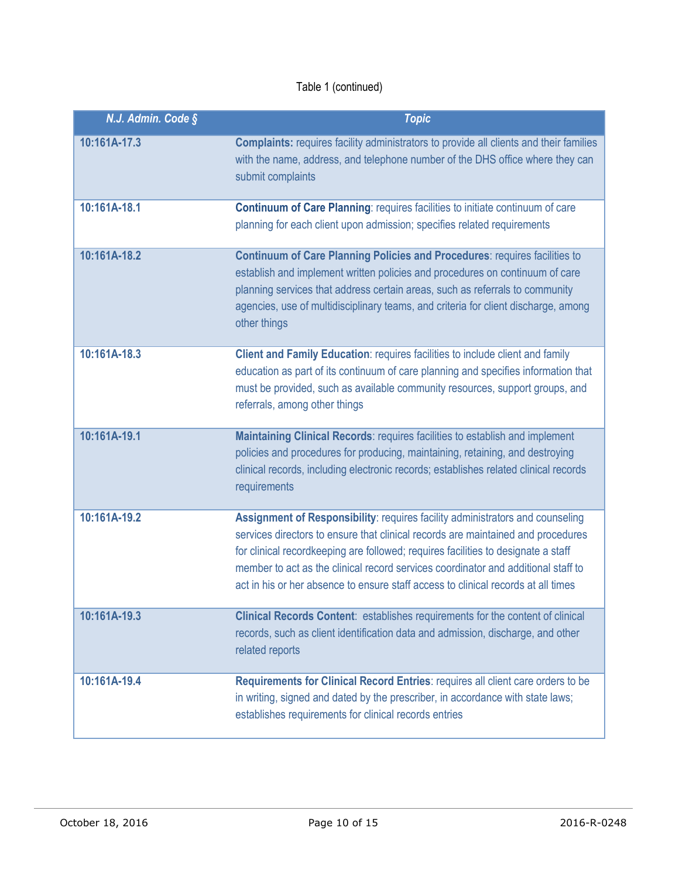Table 1 (continued)

| *N.J. Admin. Code §* | *Topic* |
| --- | --- |
| **10:161A-17.3** | **Complaints:** requires facility administrators to provide all clients and their families with the name, address, and telephone number of the DHS office where they can submit complaints |
| **10:161A-18.1** | **Continuum of Care Planning**: requires facilities to initiate continuum of care planning for each client upon admission; specifies related requirements |
| **10:161A-18.2** | **Continuum of Care Planning Policies and Procedures**: requires facilities to establish and implement written policies and procedures on continuum of care planning services that address certain areas, such as referrals to community agencies, use of multidisciplinary teams, and criteria for client discharge, among other things |
| **10:161A-18.3** | **Client and Family Education**: requires facilities to include client and family education as part of its continuum of care planning and specifies information that must be provided, such as available community resources, support groups, and referrals, among other things |
| **10:161A-19.1** | **Maintaining Clinical Records**: requires facilities to establish and implement policies and procedures for producing, maintaining, retaining, and destroying clinical records, including electronic records; establishes related clinical records requirements |
| **10:161A-19.2** | **Assignment of Responsibility**: requires facility administrators and counseling services directors to ensure that clinical records are maintained and procedures for clinical recordkeeping are followed; requires facilities to designate a staff member to act as the clinical record services coordinator and additional staff to act in his or her absence to ensure staff access to clinical records at all times |
| **10:161A-19.3** | **Clinical Records Content**: establishes requirements for the content of clinical records, such as client identification data and admission, discharge, and other related reports |
| **10:161A-19.4** | **Requirements for Clinical Record Entries**: requires all client care orders to be in writing, signed and dated by the prescriber, in accordance with state laws; establishes requirements for clinical records entries |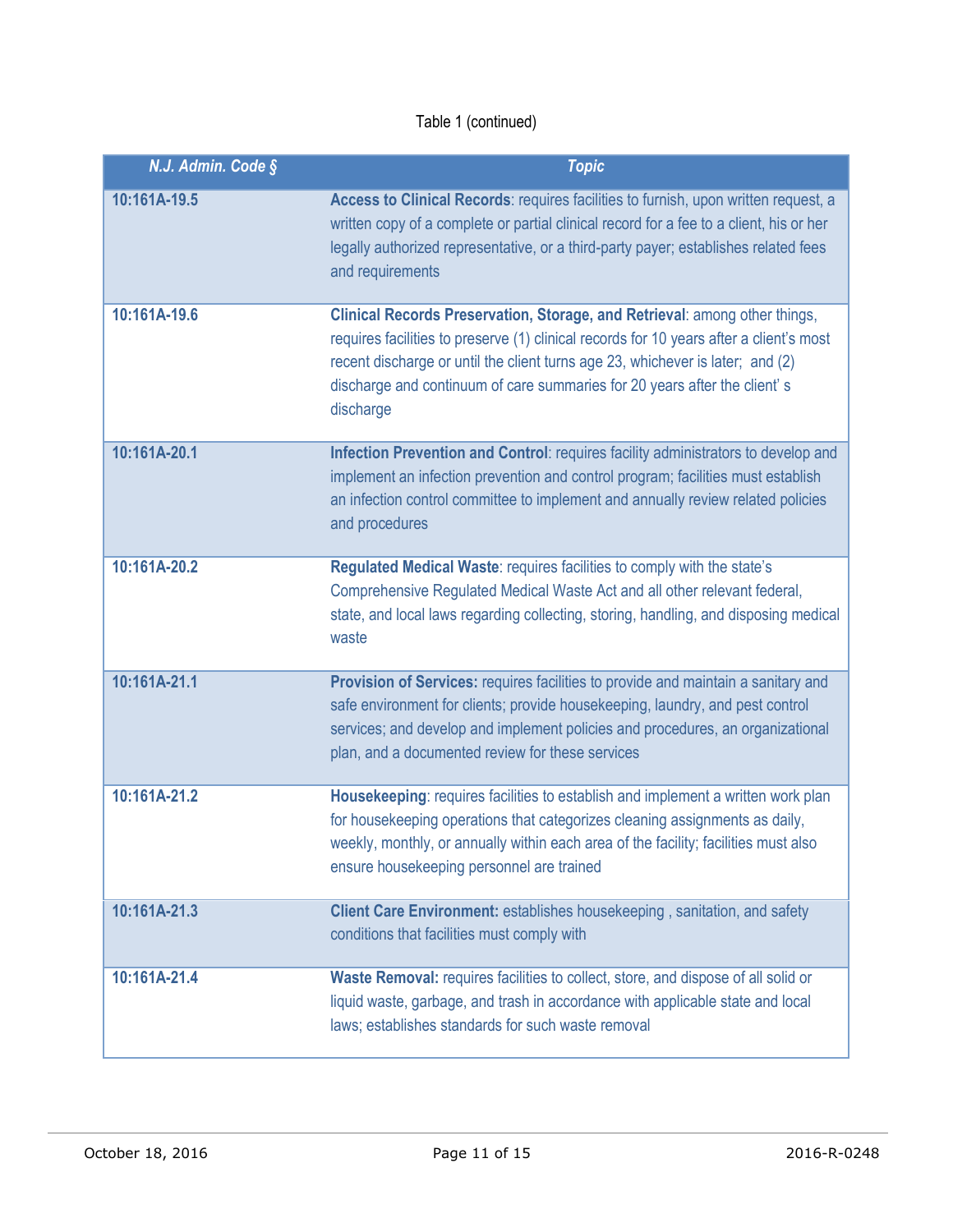Table 1 (continued)

| N.J. Admin. Code § | Topic |
|---|---|
| 10:161A-19.5 | **Access to Clinical Records**: requires facilities to furnish, upon written request, a written copy of a complete or partial clinical record for a fee to a client, his or her legally authorized representative, or a third-party payer; establishes related fees and requirements |
| 10:161A-19.6 | **Clinical Records Preservation, Storage, and Retrieval**: among other things, requires facilities to preserve (1) clinical records for 10 years after a client's most recent discharge or until the client turns age 23, whichever is later; and (2) discharge and continuum of care summaries for 20 years after the client' s discharge |
| 10:161A-20.1 | **Infection Prevention and Control**: requires facility administrators to develop and implement an infection prevention and control program; facilities must establish an infection control committee to implement and annually review related policies and procedures |
| 10:161A-20.2 | **Regulated Medical Waste**: requires facilities to comply with the state's Comprehensive Regulated Medical Waste Act and all other relevant federal, state, and local laws regarding collecting, storing, handling, and disposing medical waste |
| 10:161A-21.1 | **Provision of Services:** requires facilities to provide and maintain a sanitary and safe environment for clients; provide housekeeping, laundry, and pest control services; and develop and implement policies and procedures, an organizational plan, and a documented review for these services |
| 10:161A-21.2 | **Housekeeping**: requires facilities to establish and implement a written work plan for housekeeping operations that categorizes cleaning assignments as daily, weekly, monthly, or annually within each area of the facility; facilities must also ensure housekeeping personnel are trained |
| 10:161A-21.3 | **Client Care Environment:** establishes housekeeping , sanitation, and safety conditions that facilities must comply with |
| 10:161A-21.4 | **Waste Removal:** requires facilities to collect, store, and dispose of all solid or liquid waste, garbage, and trash in accordance with applicable state and local laws; establishes standards for such waste removal |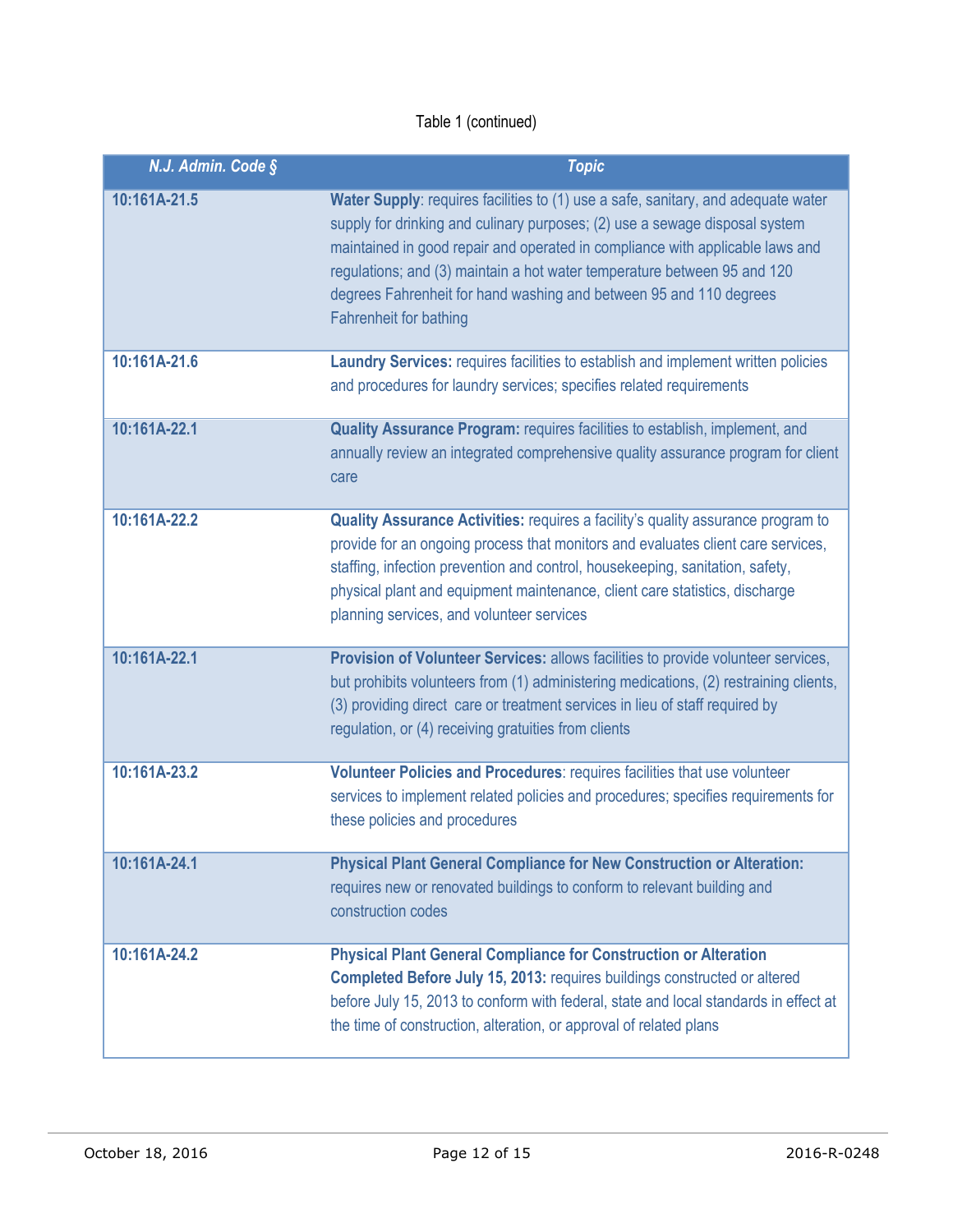Table 1 (continued)

| *N.J. Admin. Code §* | *Topic* |
|---|---|
| **10:161A-21.5** | **Water Supply**: requires facilities to (1) use a safe, sanitary, and adequate water supply for drinking and culinary purposes; (2) use a sewage disposal system maintained in good repair and operated in compliance with applicable laws and regulations; and (3) maintain a hot water temperature between 95 and 120 degrees Fahrenheit for hand washing and between 95 and 110 degrees Fahrenheit for bathing |
| **10:161A-21.6** | **Laundry Services:** requires facilities to establish and implement written policies and procedures for laundry services; specifies related requirements |
| **10:161A-22.1** | **Quality Assurance Program:** requires facilities to establish, implement, and annually review an integrated comprehensive quality assurance program for client care |
| **10:161A-22.2** | **Quality Assurance Activities:** requires a facility's quality assurance program to provide for an ongoing process that monitors and evaluates client care services, staffing, infection prevention and control, housekeeping, sanitation, safety, physical plant and equipment maintenance, client care statistics, discharge planning services, and volunteer services |
| **10:161A-22.1** | **Provision of Volunteer Services:** allows facilities to provide volunteer services, but prohibits volunteers from (1) administering medications, (2) restraining clients, (3) providing direct care or treatment services in lieu of staff required by regulation, or (4) receiving gratuities from clients |
| **10:161A-23.2** | **Volunteer Policies and Procedures**: requires facilities that use volunteer services to implement related policies and procedures; specifies requirements for these policies and procedures |
| **10:161A-24.1** | **Physical Plant General Compliance for New Construction or Alteration:** requires new or renovated buildings to conform to relevant building and construction codes |
| **10:161A-24.2** | **Physical Plant General Compliance for Construction or Alteration Completed Before July 15, 2013:** requires buildings constructed or altered before July 15, 2013 to conform with federal, state and local standards in effect at the time of construction, alteration, or approval of related plans |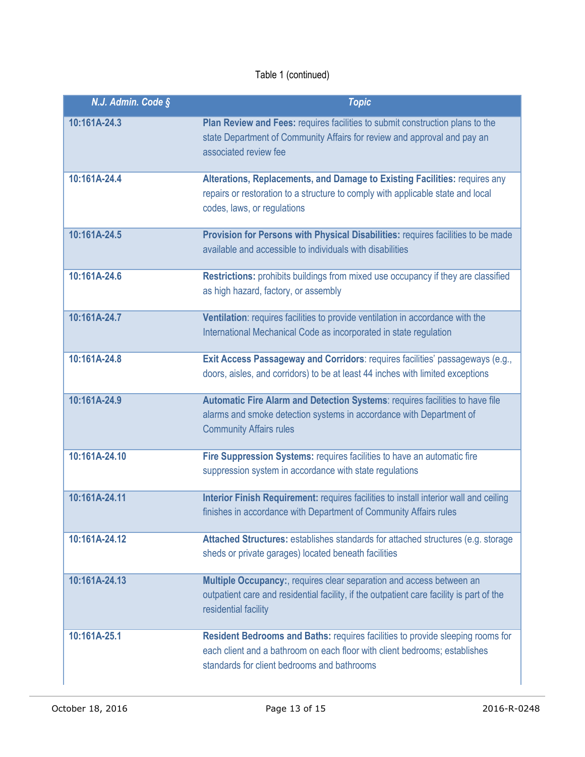Table 1 (continued)

| *N.J. Admin. Code §* | *Topic* |
| --- | --- |
| **10:161A-24.3** | **Plan Review and Fees:** requires facilities to submit construction plans to the state Department of Community Affairs for review and approval and pay an associated review fee |
| **10:161A-24.4** | **Alterations, Replacements, and Damage to Existing Facilities:** requires any repairs or restoration to a structure to comply with applicable state and local codes, laws, or regulations |
| **10:161A-24.5** | **Provision for Persons with Physical Disabilities:** requires facilities to be made available and accessible to individuals with disabilities |
| **10:161A-24.6** | **Restrictions:** prohibits buildings from mixed use occupancy if they are classified as high hazard, factory, or assembly |
| **10:161A-24.7** | **Ventilation**: requires facilities to provide ventilation in accordance with the International Mechanical Code as incorporated in state regulation |
| **10:161A-24.8** | **Exit Access Passageway and Corridors**: requires facilities' passageways (e.g., doors, aisles, and corridors) to be at least 44 inches with limited exceptions |
| **10:161A-24.9** | **Automatic Fire Alarm and Detection Systems**: requires facilities to have file alarms and smoke detection systems in accordance with Department of Community Affairs rules |
| **10:161A-24.10** | **Fire Suppression Systems:** requires facilities to have an automatic fire suppression system in accordance with state regulations |
| **10:161A-24.11** | **Interior Finish Requirement:** requires facilities to install interior wall and ceiling finishes in accordance with Department of Community Affairs rules |
| **10:161A-24.12** | **Attached Structures:** establishes standards for attached structures (e.g. storage sheds or private garages) located beneath facilities |
| **10:161A-24.13** | **Multiple Occupancy:**, requires clear separation and access between an outpatient care and residential facility, if the outpatient care facility is part of the residential facility |
| **10:161A-25.1** | **Resident Bedrooms and Baths:** requires facilities to provide sleeping rooms for each client and a bathroom on each floor with client bedrooms; establishes standards for client bedrooms and bathrooms |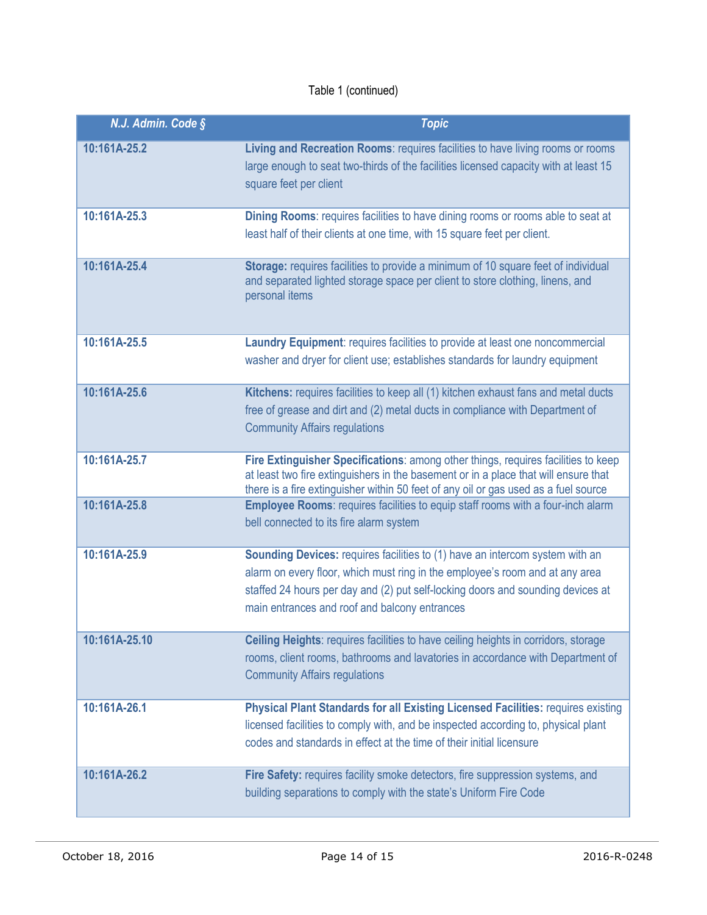Table 1 (continued)

| *N.J. Admin. Code §* | *Topic* |
|---|---|
| 10:161A-25.2 | **Living and Recreation Rooms**: requires facilities to have living rooms or rooms large enough to seat two-thirds of the facilities licensed capacity with at least 15 square feet per client |
| 10:161A-25.3 | **Dining Rooms**: requires facilities to have dining rooms or rooms able to seat at least half of their clients at one time, with 15 square feet per client. |
| 10:161A-25.4 | **Storage:** requires facilities to provide a minimum of 10 square feet of individual and separated lighted storage space per client to store clothing, linens, and personal items |
| 10:161A-25.5 | **Laundry Equipment**: requires facilities to provide at least one noncommercial washer and dryer for client use; establishes standards for laundry equipment |
| 10:161A-25.6 | **Kitchens:** requires facilities to keep all (1) kitchen exhaust fans and metal ducts free of grease and dirt and (2) metal ducts in compliance with Department of Community Affairs regulations |
| 10:161A-25.7 | **Fire Extinguisher Specifications**: among other things, requires facilities to keep at least two fire extinguishers in the basement or in a place that will ensure that there is a fire extinguisher within 50 feet of any oil or gas used as a fuel source |
| 10:161A-25.8 | **Employee Rooms**: requires facilities to equip staff rooms with a four-inch alarm bell connected to its fire alarm system |
| 10:161A-25.9 | **Sounding Devices:** requires facilities to (1) have an intercom system with an alarm on every floor, which must ring in the employee's room and at any area staffed 24 hours per day and (2) put self-locking doors and sounding devices at main entrances and roof and balcony entrances |
| 10:161A-25.10 | **Ceiling Heights**: requires facilities to have ceiling heights in corridors, storage rooms, client rooms, bathrooms and lavatories in accordance with Department of Community Affairs regulations |
| 10:161A-26.1 | **Physical Plant Standards for all Existing Licensed Facilities:** requires existing licensed facilities to comply with, and be inspected according to, physical plant codes and standards in effect at the time of their initial licensure |
| 10:161A-26.2 | **Fire Safety:** requires facility smoke detectors, fire suppression systems, and building separations to comply with the state's Uniform Fire Code |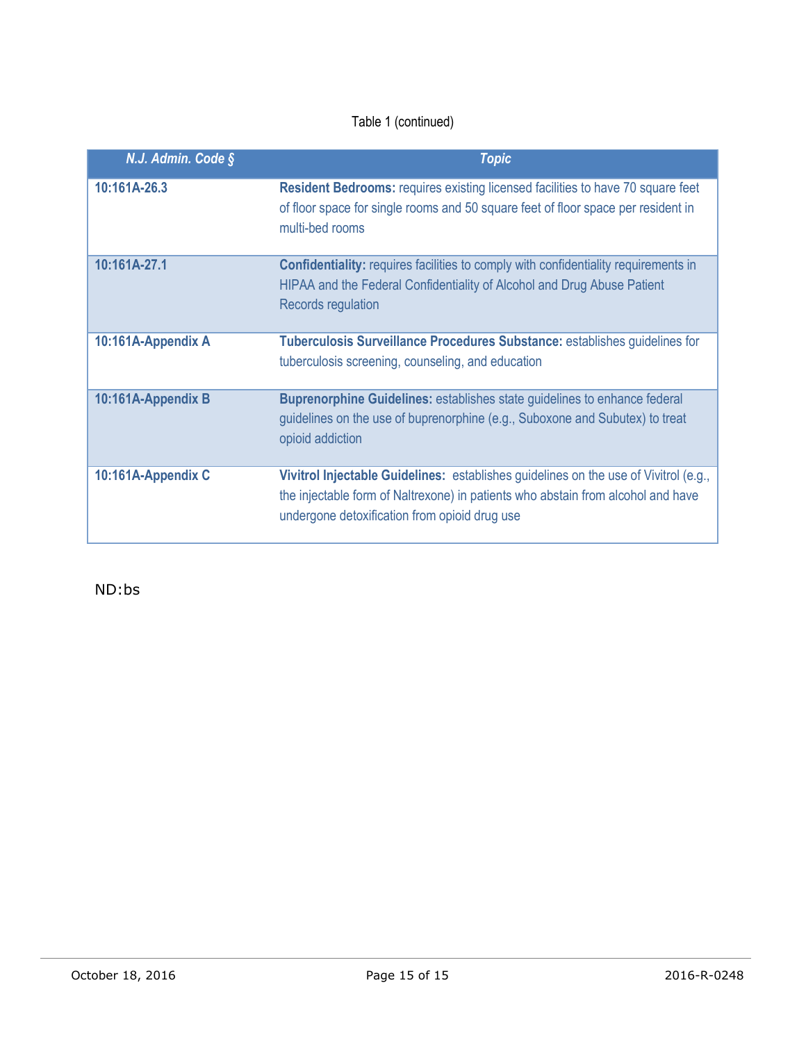Table 1 (continued)

| *N.J. Admin. Code §* | *Topic* |
|---|---|
| **10:161A-26.3** | **Resident Bedrooms:** requires existing licensed facilities to have 70 square feet of floor space for single rooms and 50 square feet of floor space per resident in multi-bed rooms |
| **10:161A-27.1** | **Confidentiality:** requires facilities to comply with confidentiality requirements in HIPAA and the Federal Confidentiality of Alcohol and Drug Abuse Patient Records regulation |
| **10:161A-Appendix A** | **Tuberculosis Surveillance Procedures Substance:** establishes guidelines for tuberculosis screening, counseling, and education |
| **10:161A-Appendix B** | **Buprenorphine Guidelines:** establishes state guidelines to enhance federal guidelines on the use of buprenorphine (e.g., Suboxone and Subutex) to treat opioid addiction |
| **10:161A-Appendix C** | **Vivitrol Injectable Guidelines:** establishes guidelines on the use of Vivitrol (e.g., the injectable form of Naltrexone) in patients who abstain from alcohol and have undergone detoxification from opioid drug use |

ND:bs